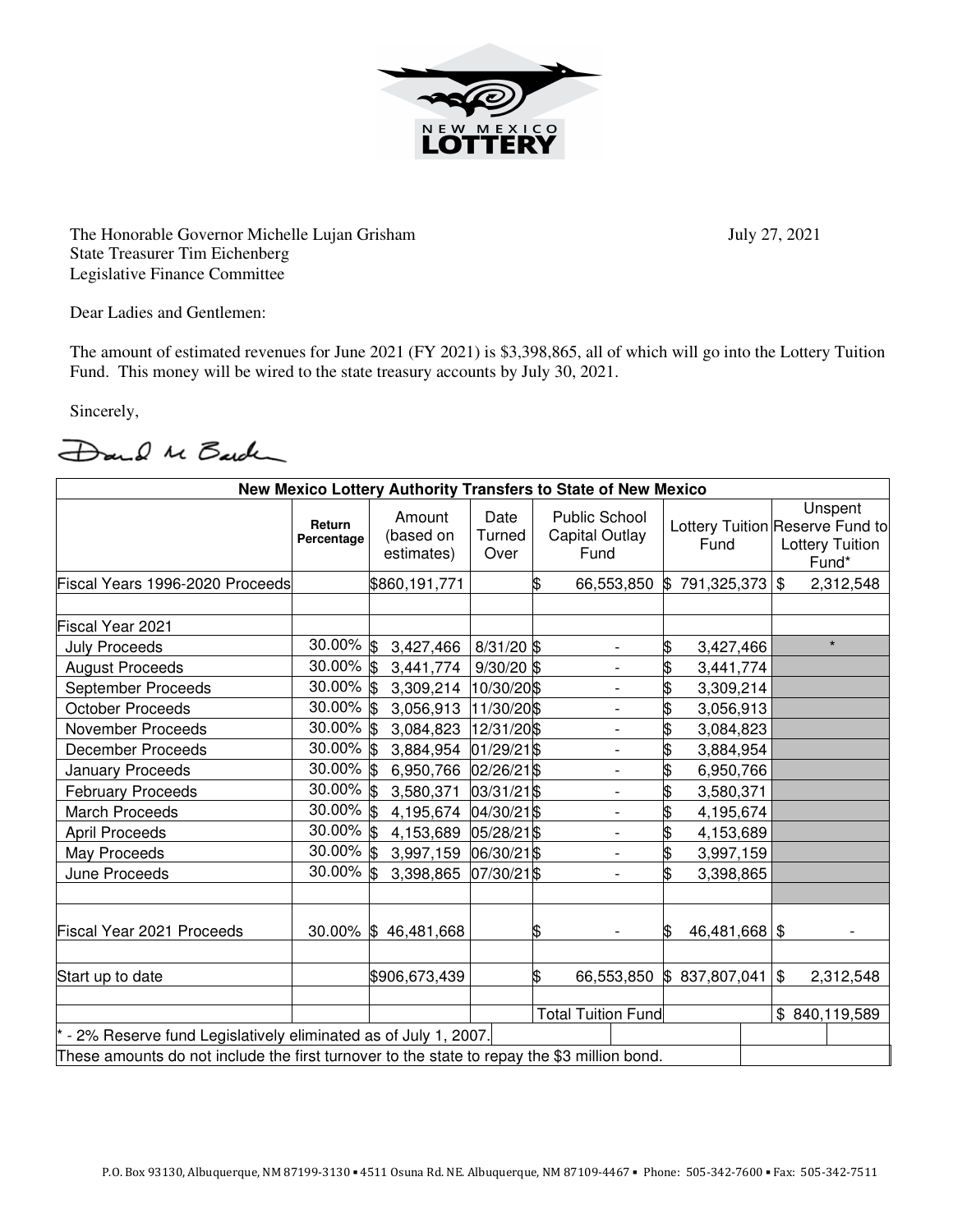The Honorable Governor Michelle Lujan Grisham
State Treasurer Tim Eichenberg
Legislative Finance Committee

July 27, 2021

Dear Ladies and Gentlemen:

The amount of estimated revenues for June 2021 (FY 2021) is $3,398,865, all of which will go into the Lottery Tuition Fund. This money will be wired to the state treasury accounts by July 30, 2021.

Sincerely,

**New Mexico Lottery Authority Transfers to State of New Mexico**

| | Return Percentage | Amount (based on estimates) | Date Turned Over | Public School Capital Outlay Fund | Lottery Tuition Fund | Unspent Reserve Fund to Lottery Tuition Fund* |
|---|---|---|---|---|---|---|
| Fiscal Years 1996-2020 Proceeds | | $860,191,771 | | $ 66,553,850 | $ 791,325,373 | $ 2,312,548 |
| | | | | | | |
| Fiscal Year 2021 | | | | | | |
| July Proceeds | 30.00% | $ 3,427,466 | 8/31/20 | $ - | $ 3,427,466 | * |
| August Proceeds | 30.00% | $ 3,441,774 | 9/30/20 | $ - | $ 3,441,774 | |
| September Proceeds | 30.00% | $ 3,309,214 | 10/30/20 | $ - | $ 3,309,214 | |
| October Proceeds | 30.00% | $ 3,056,913 | 11/30/20 | $ - | $ 3,056,913 | |
| November Proceeds | 30.00% | $ 3,084,823 | 12/31/20 | $ - | $ 3,084,823 | |
| December Proceeds | 30.00% | $ 3,884,954 | 01/29/21 | $ - | $ 3,884,954 | |
| January Proceeds | 30.00% | $ 6,950,766 | 02/26/21 | $ - | $ 6,950,766 | |
| February Proceeds | 30.00% | $ 3,580,371 | 03/31/21 | $ - | $ 3,580,371 | |
| March Proceeds | 30.00% | $ 4,195,674 | 04/30/21 | $ - | $ 4,195,674 | |
| April Proceeds | 30.00% | $ 4,153,689 | 05/28/21 | $ - | $ 4,153,689 | |
| May Proceeds | 30.00% | $ 3,997,159 | 06/30/21 | $ - | $ 3,997,159 | |
| June Proceeds | 30.00% | $ 3,398,865 | 07/30/21 | $ - | $ 3,398,865 | |
| | | | | | | |
| Fiscal Year 2021 Proceeds | 30.00% | $ 46,481,668 | | $ - | $ 46,481,668 | $ - |
| | | | | | | |
| Start up to date | | $906,673,439 | | $ 66,553,850 | $ 837,807,041 | $ 2,312,548 |
| | | | | | | |
| | | | | Total Tuition Fund | | $ 840,119,589 |

* - 2% Reserve fund Legislatively eliminated as of July 1, 2007.

These amounts do not include the first turnover to the state to repay the $3 million bond.

P.O. Box 93130, Albuquerque, NM 87199-3130 ▪ 4511 Osuna Rd. NE. Albuquerque, NM 87109-4467 ▪ Phone: 505-342-7600 ▪ Fax: 505-342-7511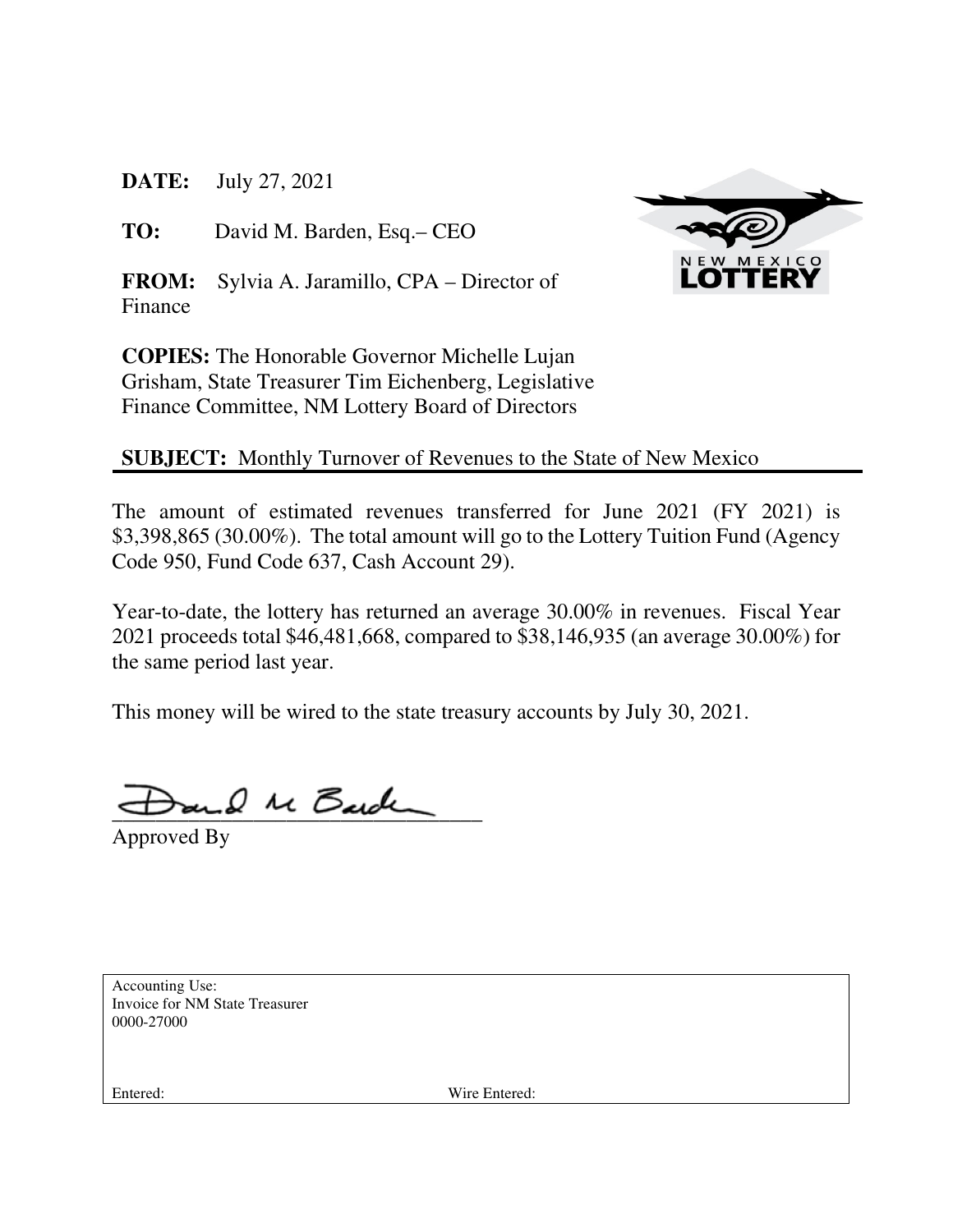**DATE:** July 27, 2021

**TO:** David M. Barden, Esq.– CEO

**FROM:** Sylvia A. Jaramillo, CPA – Director of Finance

**COPIES:** The Honorable Governor Michelle Lujan Grisham, State Treasurer Tim Eichenberg, Legislative Finance Committee, NM Lottery Board of Directors

**SUBJECT:** Monthly Turnover of Revenues to the State of New Mexico

The amount of estimated revenues transferred for June 2021 (FY 2021) is $3,398,865 (30.00%). The total amount will go to the Lottery Tuition Fund (Agency Code 950, Fund Code 637, Cash Account 29).

Year-to-date, the lottery has returned an average 30.00% in revenues. Fiscal Year 2021 proceeds total $46,481,668, compared to $38,146,935 (an average 30.00%) for the same period last year.

This money will be wired to the state treasury accounts by July 30, 2021.

David M Barden
_________________________________
Approved By

Accounting Use:
Invoice for NM State Treasurer
0000-27000

Entered: Wire Entered: